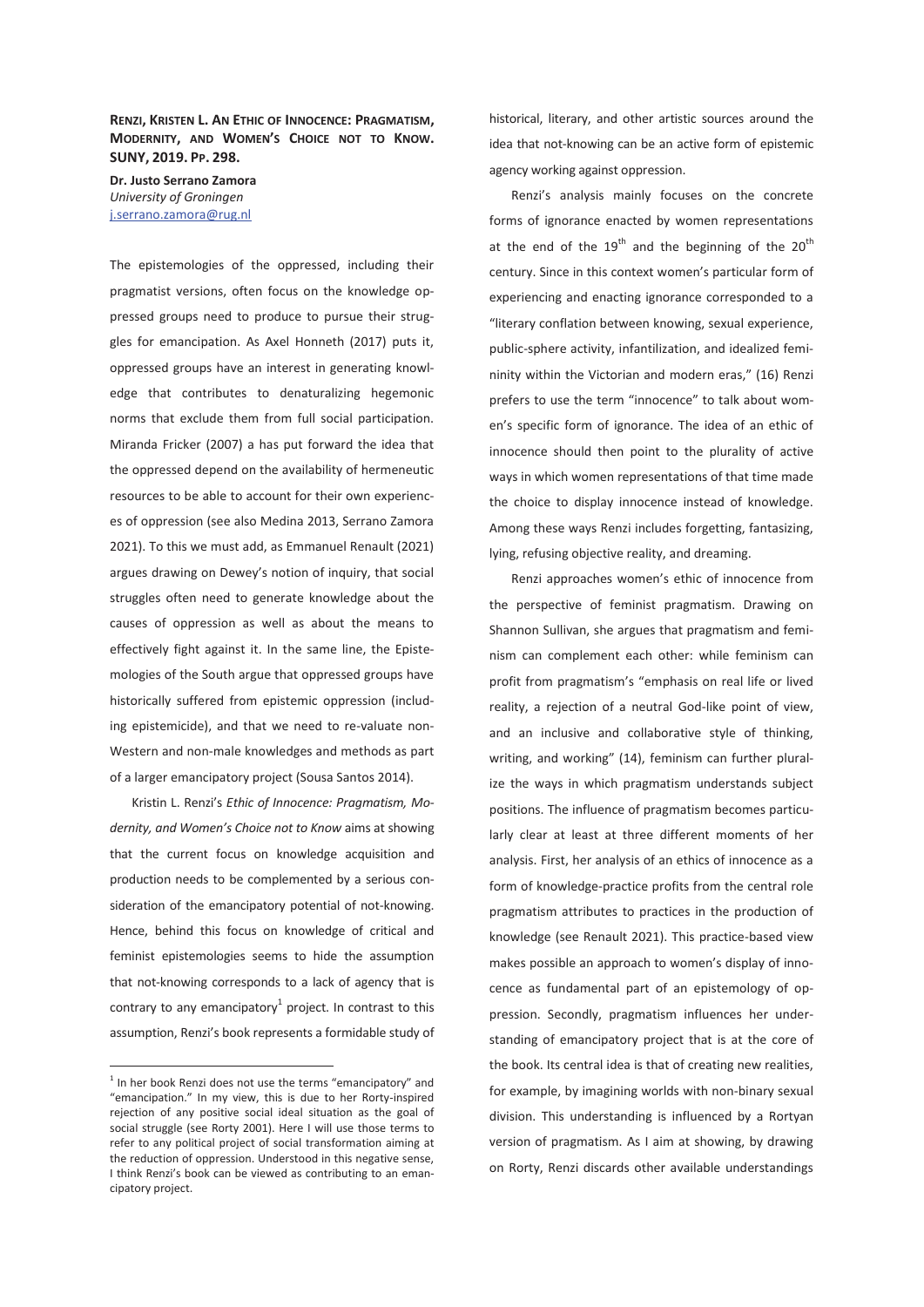**RENZI, KRISTEN L. AN ETHIC OF INNOCENCE: PRAGMATISM, MODERNITY, AND WOMEN'S CHOICE NOT TO KNOW. SUNY, 2019. PP. 298.**

**Dr. Justo Serrano Zamora**
*University of Groningen*
j.serrano.zamora@rug.nl

The epistemologies of the oppressed, including their pragmatist versions, often focus on the knowledge oppressed groups need to produce to pursue their struggles for emancipation. As Axel Honneth (2017) puts it, oppressed groups have an interest in generating knowledge that contributes to denaturalizing hegemonic norms that exclude them from full social participation. Miranda Fricker (2007) a has put forward the idea that the oppressed depend on the availability of hermeneutic resources to be able to account for their own experiences of oppression (see also Medina 2013, Serrano Zamora 2021). To this we must add, as Emmanuel Renault (2021) argues drawing on Dewey's notion of inquiry, that social struggles often need to generate knowledge about the causes of oppression as well as about the means to effectively fight against it. In the same line, the Epistemologies of the South argue that oppressed groups have historically suffered from epistemic oppression (including epistemicide), and that we need to re-valuate non-Western and non-male knowledges and methods as part of a larger emancipatory project (Sousa Santos 2014).

Kristin L. Renzi's *Ethic of Innocence: Pragmatism, Modernity, and Women's Choice not to Know* aims at showing that the current focus on knowledge acquisition and production needs to be complemented by a serious consideration of the emancipatory potential of not-knowing. Hence, behind this focus on knowledge of critical and feminist epistemologies seems to hide the assumption that not-knowing corresponds to a lack of agency that is contrary to any emancipatory[1] project. In contrast to this assumption, Renzi's book represents a formidable study of historical, literary, and other artistic sources around the idea that not-knowing can be an active form of epistemic agency working against oppression.

Renzi's analysis mainly focuses on the concrete forms of ignorance enacted by women representations at the end of the 19th and the beginning of the 20th century. Since in this context women's particular form of experiencing and enacting ignorance corresponded to a "literary conflation between knowing, sexual experience, public-sphere activity, infantilization, and idealized femininity within the Victorian and modern eras," (16) Renzi prefers to use the term "innocence" to talk about women's specific form of ignorance. The idea of an ethic of innocence should then point to the plurality of active ways in which women representations of that time made the choice to display innocence instead of knowledge. Among these ways Renzi includes forgetting, fantasizing, lying, refusing objective reality, and dreaming.

Renzi approaches women's ethic of innocence from the perspective of feminist pragmatism. Drawing on Shannon Sullivan, she argues that pragmatism and feminism can complement each other: while feminism can profit from pragmatism's "emphasis on real life or lived reality, a rejection of a neutral God-like point of view, and an inclusive and collaborative style of thinking, writing, and working" (14), feminism can further pluralize the ways in which pragmatism understands subject positions. The influence of pragmatism becomes particularly clear at least at three different moments of her analysis. First, her analysis of an ethics of innocence as a form of knowledge-practice profits from the central role pragmatism attributes to practices in the production of knowledge (see Renault 2021). This practice-based view makes possible an approach to women's display of innocence as fundamental part of an epistemology of oppression. Secondly, pragmatism influences her understanding of emancipatory project that is at the core of the book. Its central idea is that of creating new realities, for example, by imagining worlds with non-binary sexual division. This understanding is influenced by a Rortyan version of pragmatism. As I aim at showing, by drawing on Rorty, Renzi discards other available understandings

[1] In her book Renzi does not use the terms "emancipatory" and "emancipation." In my view, this is due to her Rorty-inspired rejection of any positive social ideal situation as the goal of social struggle (see Rorty 2001). Here I will use those terms to refer to any political project of social transformation aiming at the reduction of oppression. Understood in this negative sense, I think Renzi's book can be viewed as contributing to an emancipatory project.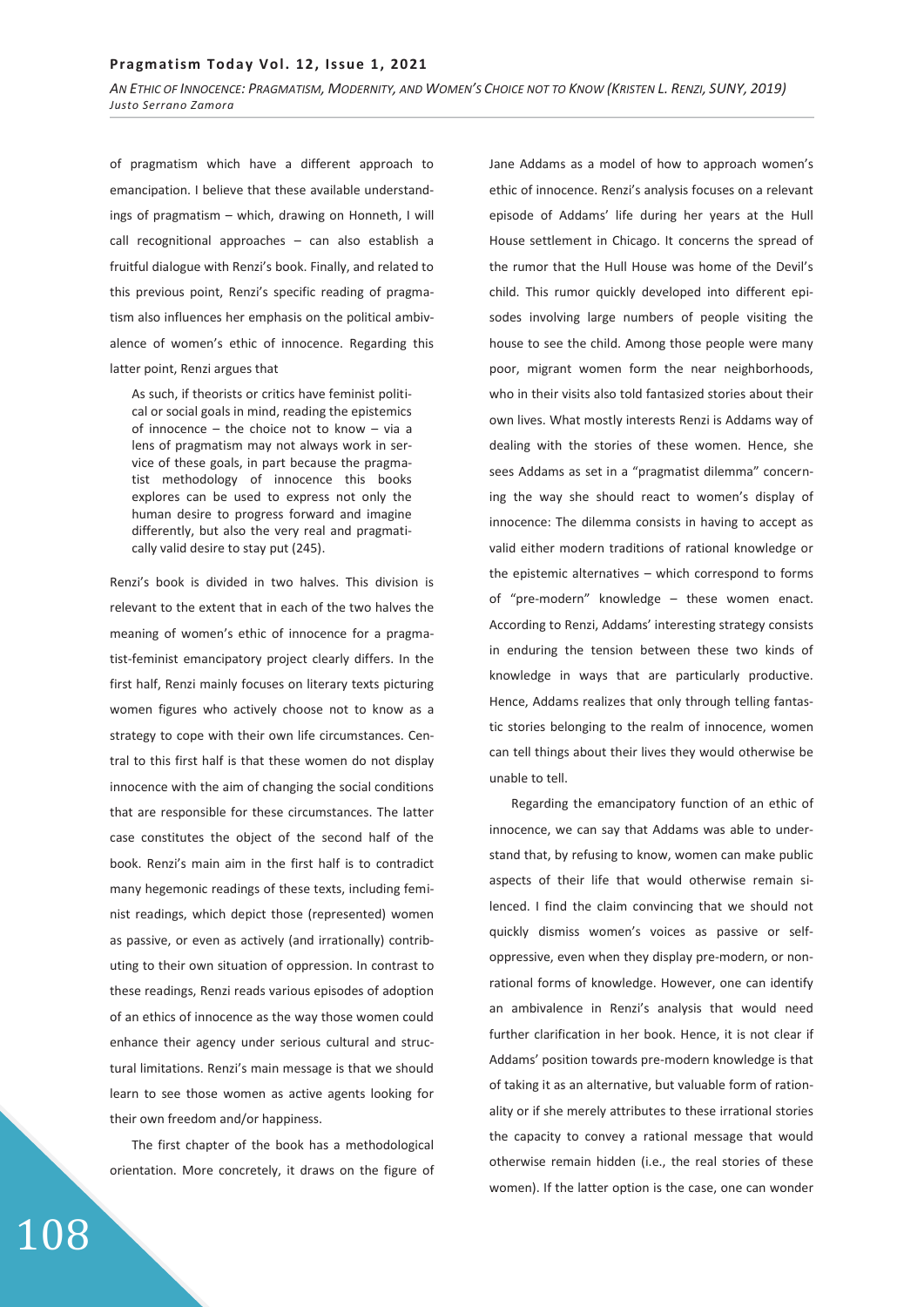of pragmatism which have a different approach to emancipation. I believe that these available understandings of pragmatism – which, drawing on Honneth, I will call recognitional approaches – can also establish a fruitful dialogue with Renzi's book. Finally, and related to this previous point, Renzi's specific reading of pragmatism also influences her emphasis on the political ambivalence of women's ethic of innocence. Regarding this latter point, Renzi argues that

> As such, if theorists or critics have feminist political or social goals in mind, reading the epistemics of innocence – the choice not to know – via a lens of pragmatism may not always work in service of these goals, in part because the pragmatist methodology of innocence this books explores can be used to express not only the human desire to progress forward and imagine differently, but also the very real and pragmatically valid desire to stay put (245).

Renzi's book is divided in two halves. This division is relevant to the extent that in each of the two halves the meaning of women's ethic of innocence for a pragmatist-feminist emancipatory project clearly differs. In the first half, Renzi mainly focuses on literary texts picturing women figures who actively choose not to know as a strategy to cope with their own life circumstances. Central to this first half is that these women do not display innocence with the aim of changing the social conditions that are responsible for these circumstances. The latter case constitutes the object of the second half of the book. Renzi's main aim in the first half is to contradict many hegemonic readings of these texts, including feminist readings, which depict those (represented) women as passive, or even as actively (and irrationally) contributing to their own situation of oppression. In contrast to these readings, Renzi reads various episodes of adoption of an ethics of innocence as the way those women could enhance their agency under serious cultural and structural limitations. Renzi's main message is that we should learn to see those women as active agents looking for their own freedom and/or happiness.

The first chapter of the book has a methodological orientation. More concretely, it draws on the figure of Jane Addams as a model of how to approach women's ethic of innocence. Renzi's analysis focuses on a relevant episode of Addams' life during her years at the Hull House settlement in Chicago. It concerns the spread of the rumor that the Hull House was home of the Devil's child. This rumor quickly developed into different episodes involving large numbers of people visiting the house to see the child. Among those people were many poor, migrant women form the near neighborhoods, who in their visits also told fantasized stories about their own lives. What mostly interests Renzi is Addams way of dealing with the stories of these women. Hence, she sees Addams as set in a "pragmatist dilemma" concerning the way she should react to women's display of innocence: The dilemma consists in having to accept as valid either modern traditions of rational knowledge or the epistemic alternatives – which correspond to forms of "pre-modern" knowledge – these women enact. According to Renzi, Addams' interesting strategy consists in enduring the tension between these two kinds of knowledge in ways that are particularly productive. Hence, Addams realizes that only through telling fantastic stories belonging to the realm of innocence, women can tell things about their lives they would otherwise be unable to tell.

Regarding the emancipatory function of an ethic of innocence, we can say that Addams was able to understand that, by refusing to know, women can make public aspects of their life that would otherwise remain silenced. I find the claim convincing that we should not quickly dismiss women's voices as passive or self-oppressive, even when they display pre-modern, or non-rational forms of knowledge. However, one can identify an ambivalence in Renzi's analysis that would need further clarification in her book. Hence, it is not clear if Addams' position towards pre-modern knowledge is that of taking it as an alternative, but valuable form of rationality or if she merely attributes to these irrational stories the capacity to convey a rational message that would otherwise remain hidden (i.e., the real stories of these women). If the latter option is the case, one can wonder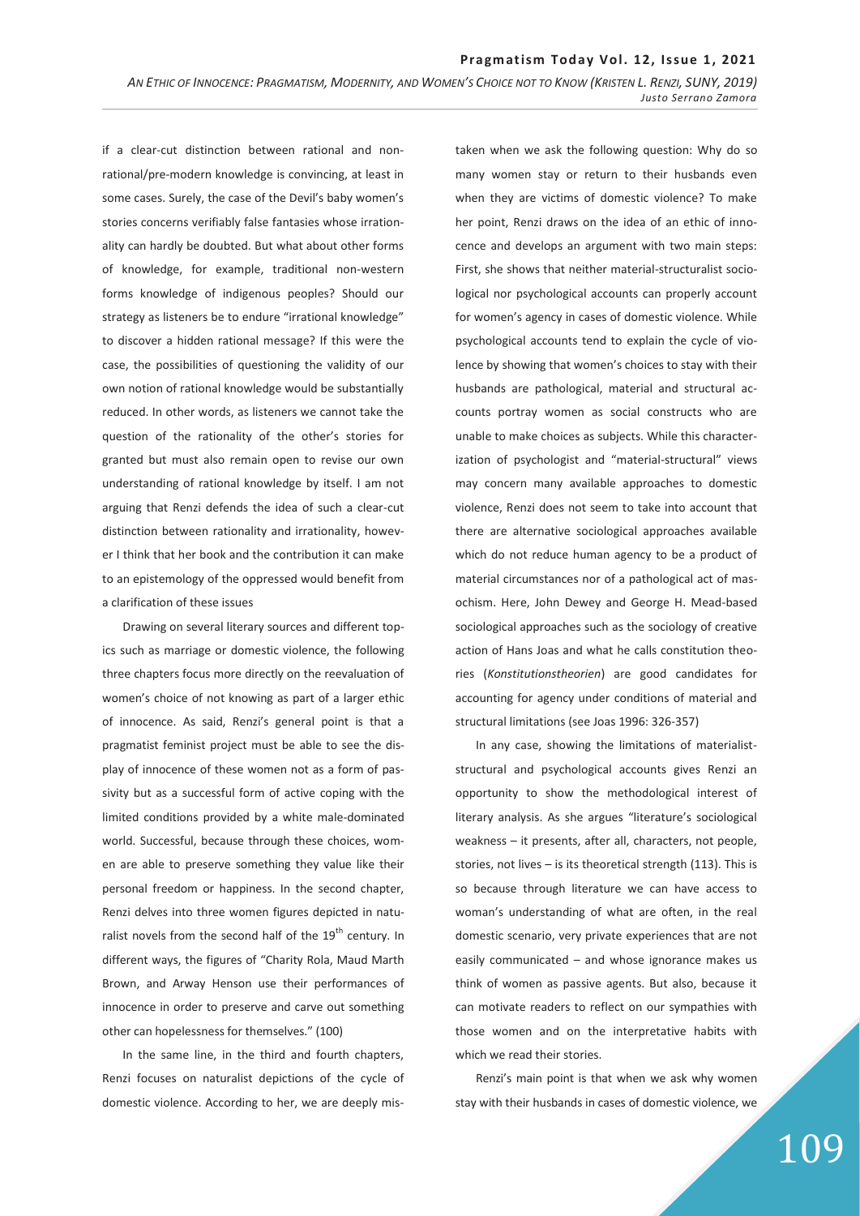if a clear-cut distinction between rational and non-rational/pre-modern knowledge is convincing, at least in some cases. Surely, the case of the Devil's baby women's stories concerns verifiably false fantasies whose irrationality can hardly be doubted. But what about other forms of knowledge, for example, traditional non-western forms knowledge of indigenous peoples? Should our strategy as listeners be to endure "irrational knowledge" to discover a hidden rational message? If this were the case, the possibilities of questioning the validity of our own notion of rational knowledge would be substantially reduced. In other words, as listeners we cannot take the question of the rationality of the other's stories for granted but must also remain open to revise our own understanding of rational knowledge by itself. I am not arguing that Renzi defends the idea of such a clear-cut distinction between rationality and irrationality, however I think that her book and the contribution it can make to an epistemology of the oppressed would benefit from a clarification of these issues

Drawing on several literary sources and different topics such as marriage or domestic violence, the following three chapters focus more directly on the reevaluation of women's choice of not knowing as part of a larger ethic of innocence. As said, Renzi's general point is that a pragmatist feminist project must be able to see the display of innocence of these women not as a form of passivity but as a successful form of active coping with the limited conditions provided by a white male-dominated world. Successful, because through these choices, women are able to preserve something they value like their personal freedom or happiness. In the second chapter, Renzi delves into three women figures depicted in naturalist novels from the second half of the 19[th] century. In different ways, the figures of "Charity Rola, Maud Marth Brown, and Arway Henson use their performances of innocence in order to preserve and carve out something other can hopelessness for themselves." (100)

In the same line, in the third and fourth chapters, Renzi focuses on naturalist depictions of the cycle of domestic violence. According to her, we are deeply mistaken when we ask the following question: Why do so many women stay or return to their husbands even when they are victims of domestic violence? To make her point, Renzi draws on the idea of an ethic of innocence and develops an argument with two main steps: First, she shows that neither material-structuralist sociological nor psychological accounts can properly account for women's agency in cases of domestic violence. While psychological accounts tend to explain the cycle of violence by showing that women's choices to stay with their husbands are pathological, material and structural accounts portray women as social constructs who are unable to make choices as subjects. While this characterization of psychologist and "material-structural" views may concern many available approaches to domestic violence, Renzi does not seem to take into account that there are alternative sociological approaches available which do not reduce human agency to be a product of material circumstances nor of a pathological act of masochism. Here, John Dewey and George H. Mead-based sociological approaches such as the sociology of creative action of Hans Joas and what he calls constitution theories (*Konstitutionstheorien*) are good candidates for accounting for agency under conditions of material and structural limitations (see Joas 1996: 326-357)

In any case, showing the limitations of materialist-structural and psychological accounts gives Renzi an opportunity to show the methodological interest of literary analysis. As she argues "literature's sociological weakness – it presents, after all, characters, not people, stories, not lives – is its theoretical strength (113). This is so because through literature we can have access to woman's understanding of what are often, in the real domestic scenario, very private experiences that are not easily communicated – and whose ignorance makes us think of women as passive agents. But also, because it can motivate readers to reflect on our sympathies with those women and on the interpretative habits with which we read their stories.

Renzi's main point is that when we ask why women stay with their husbands in cases of domestic violence, we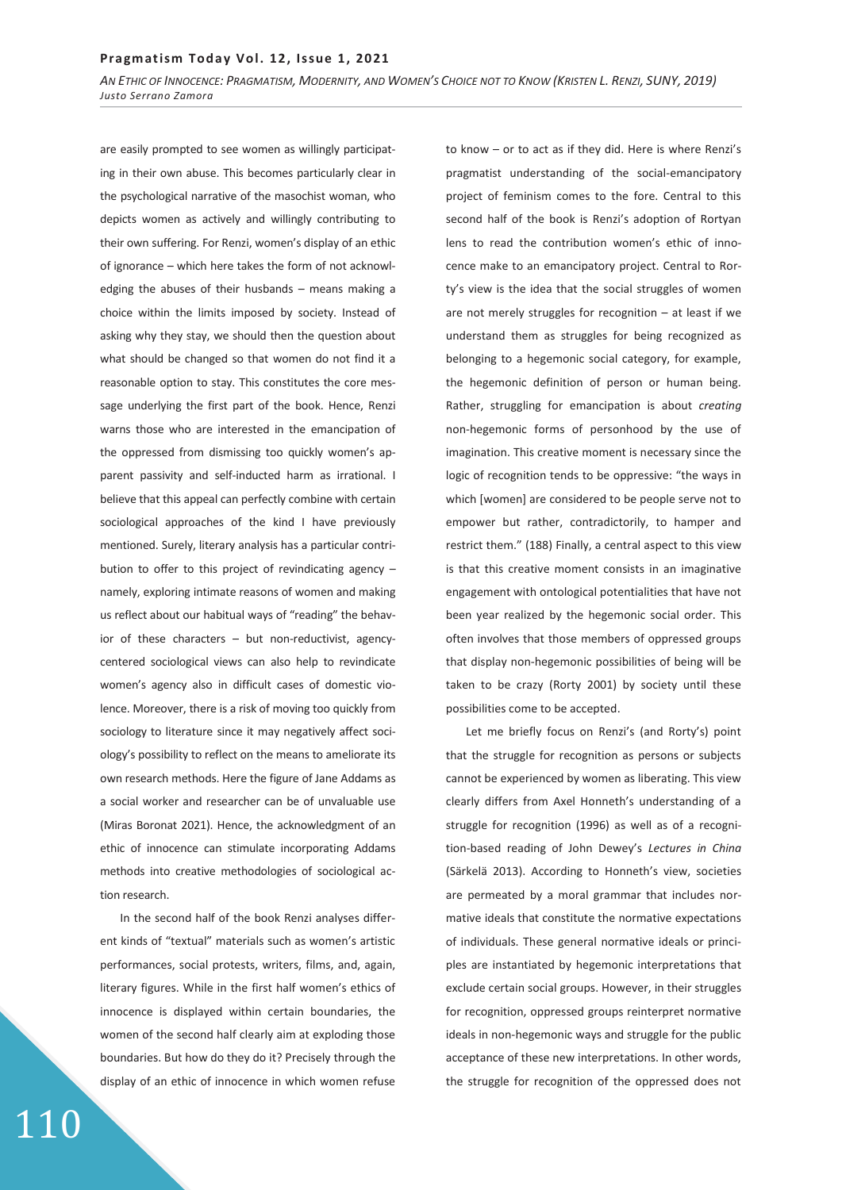are easily prompted to see women as willingly participating in their own abuse. This becomes particularly clear in the psychological narrative of the masochist woman, who depicts women as actively and willingly contributing to their own suffering. For Renzi, women's display of an ethic of ignorance – which here takes the form of not acknowledging the abuses of their husbands – means making a choice within the limits imposed by society. Instead of asking why they stay, we should then the question about what should be changed so that women do not find it a reasonable option to stay. This constitutes the core message underlying the first part of the book. Hence, Renzi warns those who are interested in the emancipation of the oppressed from dismissing too quickly women's apparent passivity and self-inducted harm as irrational. I believe that this appeal can perfectly combine with certain sociological approaches of the kind I have previously mentioned. Surely, literary analysis has a particular contribution to offer to this project of revindicating agency – namely, exploring intimate reasons of women and making us reflect about our habitual ways of "reading" the behavior of these characters – but non-reductivist, agency-centered sociological views can also help to revindicate women's agency also in difficult cases of domestic violence. Moreover, there is a risk of moving too quickly from sociology to literature since it may negatively affect sociology's possibility to reflect on the means to ameliorate its own research methods. Here the figure of Jane Addams as a social worker and researcher can be of unvaluable use (Miras Boronat 2021). Hence, the acknowledgment of an ethic of innocence can stimulate incorporating Addams methods into creative methodologies of sociological action research.

In the second half of the book Renzi analyses different kinds of "textual" materials such as women's artistic performances, social protests, writers, films, and, again, literary figures. While in the first half women's ethics of innocence is displayed within certain boundaries, the women of the second half clearly aim at exploding those boundaries. But how do they do it? Precisely through the display of an ethic of innocence in which women refuse to know – or to act as if they did. Here is where Renzi's pragmatist understanding of the social-emancipatory project of feminism comes to the fore. Central to this second half of the book is Renzi's adoption of Rortyan lens to read the contribution women's ethic of innocence make to an emancipatory project. Central to Rorty's view is the idea that the social struggles of women are not merely struggles for recognition – at least if we understand them as struggles for being recognized as belonging to a hegemonic social category, for example, the hegemonic definition of person or human being. Rather, struggling for emancipation is about *creating* non-hegemonic forms of personhood by the use of imagination. This creative moment is necessary since the logic of recognition tends to be oppressive: "the ways in which [women] are considered to be people serve not to empower but rather, contradictorily, to hamper and restrict them." (188) Finally, a central aspect to this view is that this creative moment consists in an imaginative engagement with ontological potentialities that have not been year realized by the hegemonic social order. This often involves that those members of oppressed groups that display non-hegemonic possibilities of being will be taken to be crazy (Rorty 2001) by society until these possibilities come to be accepted.

Let me briefly focus on Renzi's (and Rorty's) point that the struggle for recognition as persons or subjects cannot be experienced by women as liberating. This view clearly differs from Axel Honneth's understanding of a struggle for recognition (1996) as well as of a recognition-based reading of John Dewey's *Lectures in China* (Särkelä 2013). According to Honneth's view, societies are permeated by a moral grammar that includes normative ideals that constitute the normative expectations of individuals. These general normative ideals or principles are instantiated by hegemonic interpretations that exclude certain social groups. However, in their struggles for recognition, oppressed groups reinterpret normative ideals in non-hegemonic ways and struggle for the public acceptance of these new interpretations. In other words, the struggle for recognition of the oppressed does not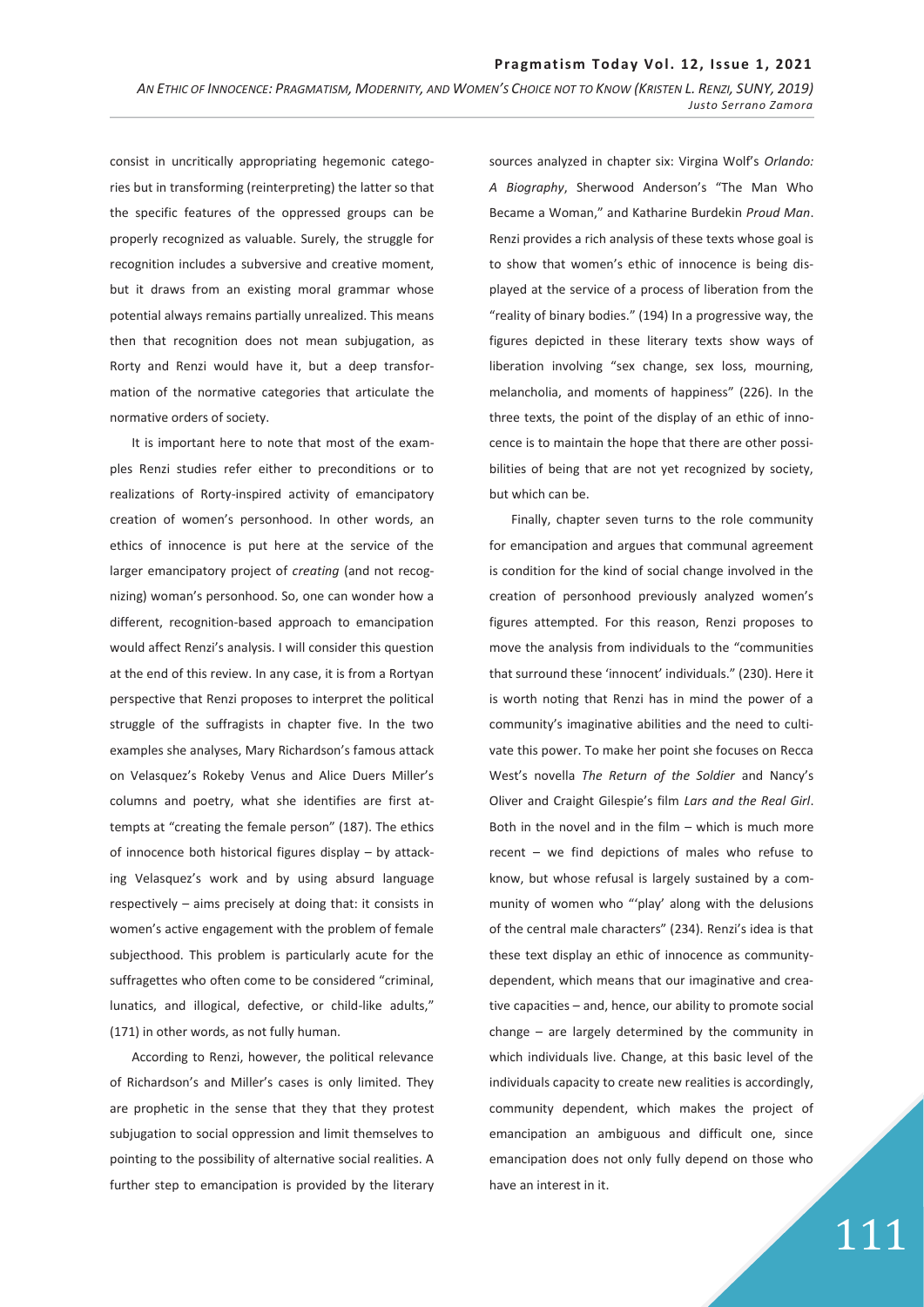consist in uncritically appropriating hegemonic categories but in transforming (reinterpreting) the latter so that the specific features of the oppressed groups can be properly recognized as valuable. Surely, the struggle for recognition includes a subversive and creative moment, but it draws from an existing moral grammar whose potential always remains partially unrealized. This means then that recognition does not mean subjugation, as Rorty and Renzi would have it, but a deep transformation of the normative categories that articulate the normative orders of society.

It is important here to note that most of the examples Renzi studies refer either to preconditions or to realizations of Rorty-inspired activity of emancipatory creation of women's personhood. In other words, an ethics of innocence is put here at the service of the larger emancipatory project of *creating* (and not recognizing) woman's personhood. So, one can wonder how a different, recognition-based approach to emancipation would affect Renzi's analysis. I will consider this question at the end of this review. In any case, it is from a Rortyan perspective that Renzi proposes to interpret the political struggle of the suffragists in chapter five. In the two examples she analyses, Mary Richardson's famous attack on Velasquez's Rokeby Venus and Alice Duers Miller's columns and poetry, what she identifies are first attempts at "creating the female person" (187). The ethics of innocence both historical figures display – by attacking Velasquez's work and by using absurd language respectively – aims precisely at doing that: it consists in women's active engagement with the problem of female subjecthood. This problem is particularly acute for the suffragettes who often come to be considered "criminal, lunatics, and illogical, defective, or child-like adults," (171) in other words, as not fully human.

According to Renzi, however, the political relevance of Richardson's and Miller's cases is only limited. They are prophetic in the sense that they that they protest subjugation to social oppression and limit themselves to pointing to the possibility of alternative social realities. A further step to emancipation is provided by the literary sources analyzed in chapter six: Virgina Wolf's *Orlando: A Biography*, Sherwood Anderson's "The Man Who Became a Woman," and Katharine Burdekin *Proud Man*. Renzi provides a rich analysis of these texts whose goal is to show that women's ethic of innocence is being displayed at the service of a process of liberation from the "reality of binary bodies." (194) In a progressive way, the figures depicted in these literary texts show ways of liberation involving "sex change, sex loss, mourning, melancholia, and moments of happiness" (226). In the three texts, the point of the display of an ethic of innocence is to maintain the hope that there are other possibilities of being that are not yet recognized by society, but which can be.

Finally, chapter seven turns to the role community for emancipation and argues that communal agreement is condition for the kind of social change involved in the creation of personhood previously analyzed women's figures attempted. For this reason, Renzi proposes to move the analysis from individuals to the "communities that surround these 'innocent' individuals." (230). Here it is worth noting that Renzi has in mind the power of a community's imaginative abilities and the need to cultivate this power. To make her point she focuses on Recca West's novella *The Return of the Soldier* and Nancy's Oliver and Craight Gilespie's film *Lars and the Real Girl*. Both in the novel and in the film – which is much more recent – we find depictions of males who refuse to know, but whose refusal is largely sustained by a community of women who "'play' along with the delusions of the central male characters" (234). Renzi's idea is that these text display an ethic of innocence as community-dependent, which means that our imaginative and creative capacities – and, hence, our ability to promote social change – are largely determined by the community in which individuals live. Change, at this basic level of the individuals capacity to create new realities is accordingly, community dependent, which makes the project of emancipation an ambiguous and difficult one, since emancipation does not only fully depend on those who have an interest in it.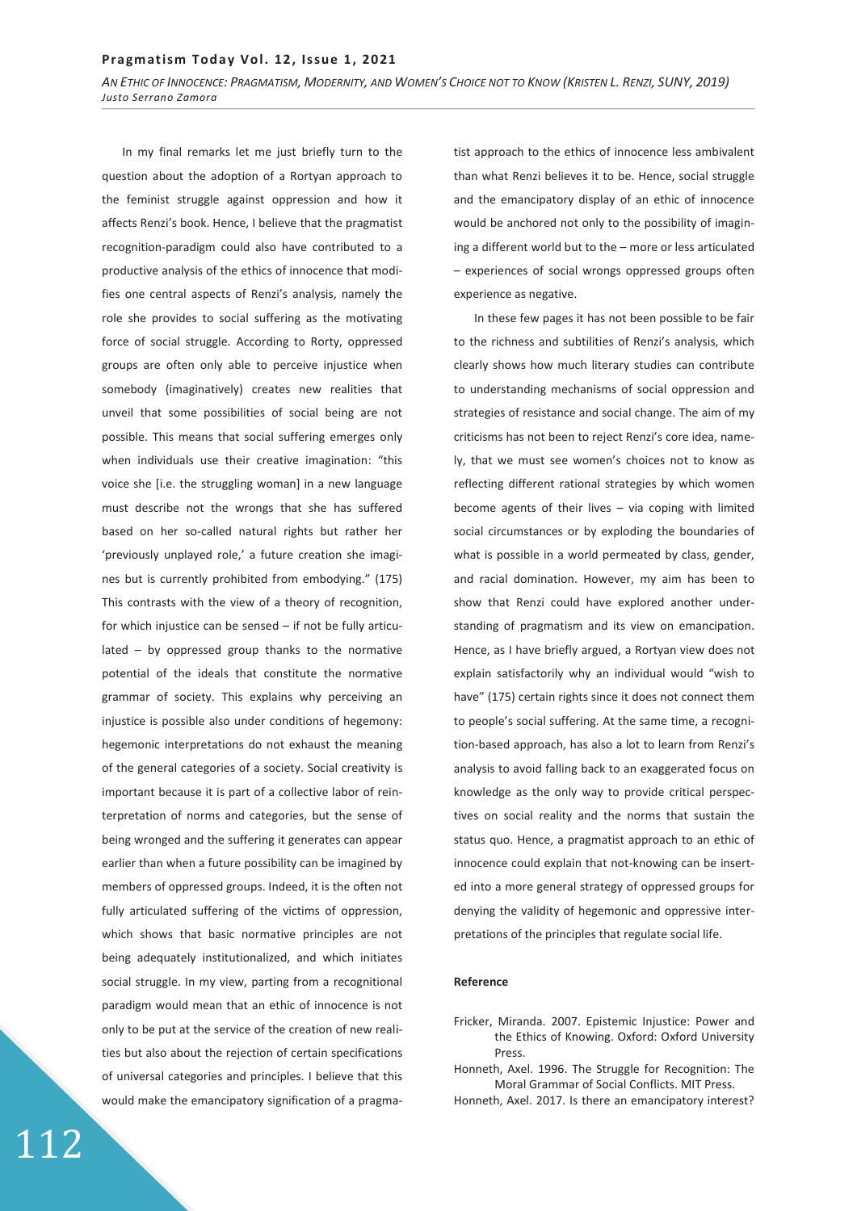In my final remarks let me just briefly turn to the question about the adoption of a Rortyan approach to the feminist struggle against oppression and how it affects Renzi's book. Hence, I believe that the pragmatist recognition-paradigm could also have contributed to a productive analysis of the ethics of innocence that modifies one central aspects of Renzi's analysis, namely the role she provides to social suffering as the motivating force of social struggle. According to Rorty, oppressed groups are often only able to perceive injustice when somebody (imaginatively) creates new realities that unveil that some possibilities of social being are not possible. This means that social suffering emerges only when individuals use their creative imagination: "this voice she [i.e. the struggling woman] in a new language must describe not the wrongs that she has suffered based on her so-called natural rights but rather her 'previously unplayed role,' a future creation she imagines but is currently prohibited from embodying." (175) This contrasts with the view of a theory of recognition, for which injustice can be sensed – if not be fully articulated – by oppressed group thanks to the normative potential of the ideals that constitute the normative grammar of society. This explains why perceiving an injustice is possible also under conditions of hegemony: hegemonic interpretations do not exhaust the meaning of the general categories of a society. Social creativity is important because it is part of a collective labor of reinterpretation of norms and categories, but the sense of being wronged and the suffering it generates can appear earlier than when a future possibility can be imagined by members of oppressed groups. Indeed, it is the often not fully articulated suffering of the victims of oppression, which shows that basic normative principles are not being adequately institutionalized, and which initiates social struggle. In my view, parting from a recognitional paradigm would mean that an ethic of innocence is not only to be put at the service of the creation of new realities but also about the rejection of certain specifications of universal categories and principles. I believe that this would make the emancipatory signification of a pragmatist approach to the ethics of innocence less ambivalent than what Renzi believes it to be. Hence, social struggle and the emancipatory display of an ethic of innocence would be anchored not only to the possibility of imagining a different world but to the – more or less articulated – experiences of social wrongs oppressed groups often experience as negative.

In these few pages it has not been possible to be fair to the richness and subtilities of Renzi's analysis, which clearly shows how much literary studies can contribute to understanding mechanisms of social oppression and strategies of resistance and social change. The aim of my criticisms has not been to reject Renzi's core idea, namely, that we must see women's choices not to know as reflecting different rational strategies by which women become agents of their lives – via coping with limited social circumstances or by exploding the boundaries of what is possible in a world permeated by class, gender, and racial domination. However, my aim has been to show that Renzi could have explored another understanding of pragmatism and its view on emancipation. Hence, as I have briefly argued, a Rortyan view does not explain satisfactorily why an individual would "wish to have" (175) certain rights since it does not connect them to people's social suffering. At the same time, a recognition-based approach, has also a lot to learn from Renzi's analysis to avoid falling back to an exaggerated focus on knowledge as the only way to provide critical perspectives on social reality and the norms that sustain the status quo. Hence, a pragmatist approach to an ethic of innocence could explain that not-knowing can be inserted into a more general strategy of oppressed groups for denying the validity of hegemonic and oppressive interpretations of the principles that regulate social life.

## Reference

Fricker, Miranda. 2007. Epistemic Injustice: Power and the Ethics of Knowing. Oxford: Oxford University Press.

Honneth, Axel. 1996. The Struggle for Recognition: The Moral Grammar of Social Conflicts. MIT Press.

Honneth, Axel. 2017. Is there an emancipatory interest?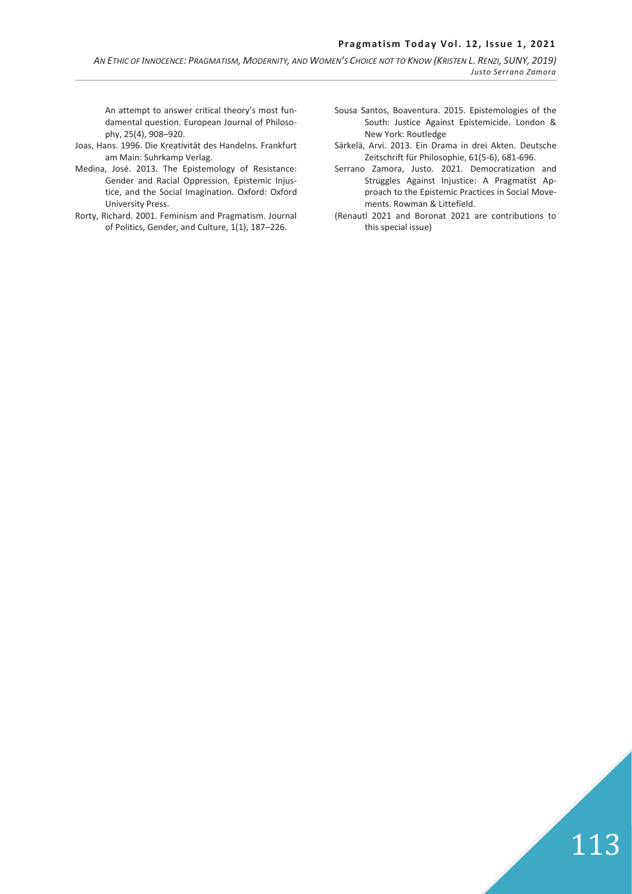An attempt to answer critical theory's most fundamental question. European Journal of Philosophy, 25(4), 908–920.

Joas, Hans. 1996. Die Kreativität des Handelns. Frankfurt am Main: Suhrkamp Verlag.

Medina, José. 2013. The Epistemology of Resistance: Gender and Racial Oppression, Epistemic Injustice, and the Social Imagination. Oxford: Oxford University Press.

Rorty, Richard. 2001. Feminism and Pragmatism. Journal of Politics, Gender, and Culture, 1(1), 187–226.

Sousa Santos, Boaventura. 2015. Epistemologies of the South: Justice Against Epistemicide. London & New York: Routledge

Särkelä, Arvi. 2013. Ein Drama in drei Akten. Deutsche Zeitschrift für Philosophie, 61(5-6), 681-696.

Serrano Zamora, Justo. 2021. Democratization and Struggles Against Injustice: A Pragmatist Approach to the Epistemic Practices in Social Movements. Rowman & Littefield.

(Renautl 2021 and Boronat 2021 are contributions to this special issue)